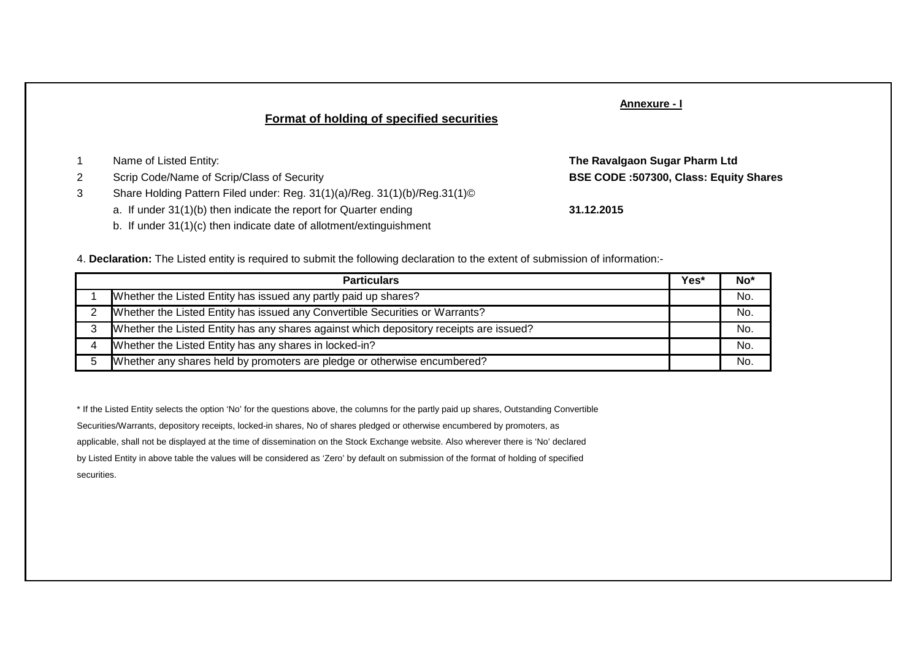**Annexure - I**

## Format of holding of specified securities

1. Name of Listed Entity: **The Ravalgaon Sugar Pharm Ltd**
2. Scrip Code/Name of Scrip/Class of Security **BSE CODE :507300, Class: Equity Shares**
3. Share Holding Pattern Filed under: Reg. 31(1)(a)/Reg. 31(1)(b)/Reg.31(1)©
   - a. If under 31(1)(b) then indicate the report for Quarter ending **31.12.2015**
   - b. If under 31(1)(c) then indicate date of allotment/extinguishment

4. **Declaration:** The Listed entity is required to submit the following declaration to the extent of submission of information:-

| | Particulars | Yes* | No* |
|---|---|---|---|
| 1 | Whether the Listed Entity has issued any partly paid up shares? | | No. |
| 2 | Whether the Listed Entity has issued any Convertible Securities or Warrants? | | No. |
| 3 | Whether the Listed Entity has any shares against which depository receipts are issued? | | No. |
| 4 | Whether the Listed Entity has any shares in locked-in? | | No. |
| 5 | Whether any shares held by promoters are pledge or otherwise encumbered? | | No. |

* If the Listed Entity selects the option 'No' for the questions above, the columns for the partly paid up shares, Outstanding Convertible Securities/Warrants, depository receipts, locked-in shares, No of shares pledged or otherwise encumbered by promoters, as applicable, shall not be displayed at the time of dissemination on the Stock Exchange website. Also wherever there is 'No' declared by Listed Entity in above table the values will be considered as 'Zero' by default on submission of the format of holding of specified securities.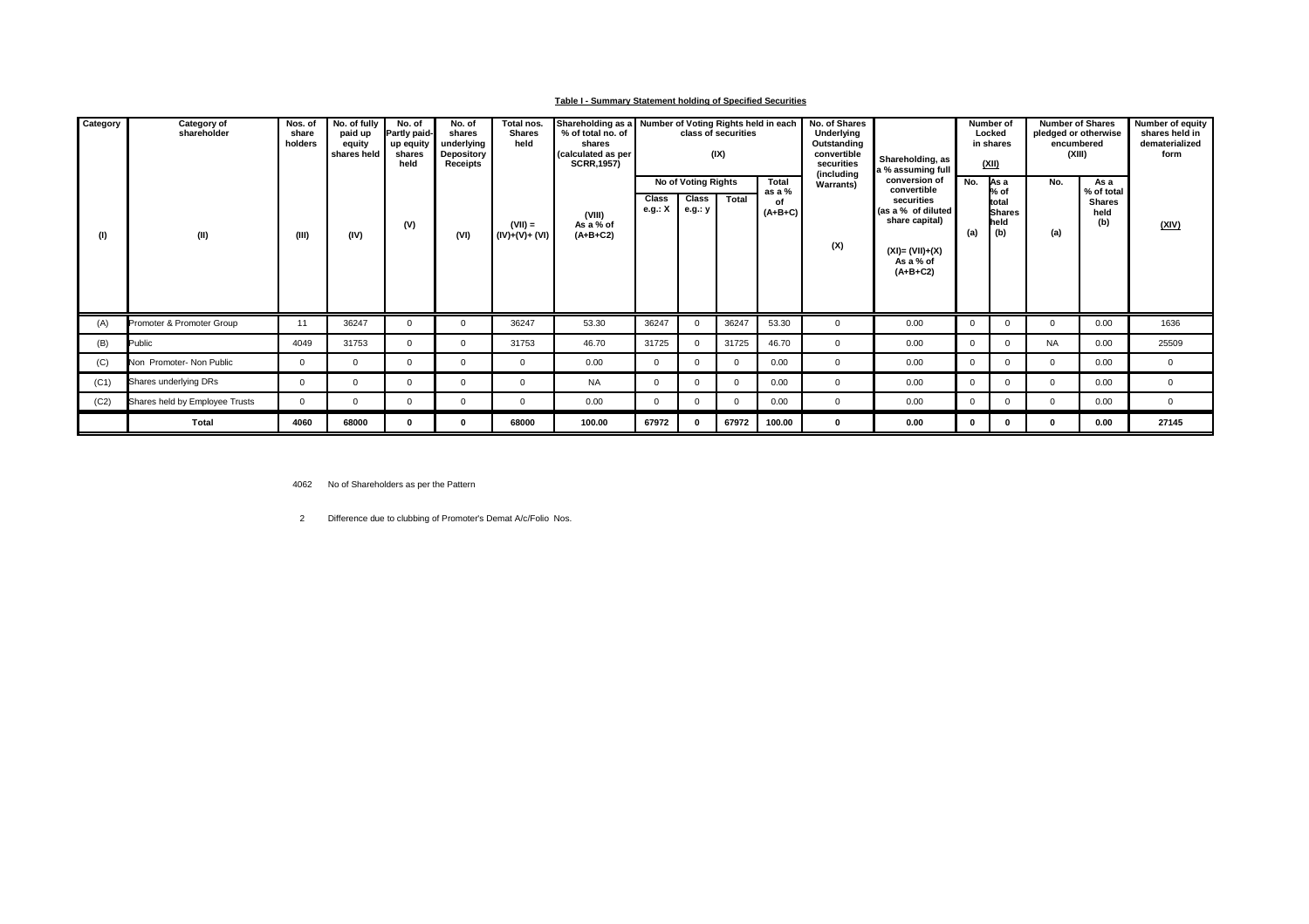**Table I - Summary Statement holding of Specified Securities**

| Category | Category of shareholder | Nos. of share holders | No. of fully paid up equity shares held | No. of Partly paid-up equity shares held | No. of shares underlying Depository Receipts | Total nos. Shares held | Shareholding as a % of total no. of shares (calculated as per SCRR,1957) | Number of Voting Rights held in each class of securities (IX) | | | | No. of Shares Underlying Outstanding convertible securities (including Warrants) | Shareholding, as a % assuming full conversion of convertible securities (as a % of diluted share capital) | Number of Locked in shares (XII) | | Number of Shares pledged or otherwise encumbered (XIII) | | Number of equity shares held in dematerialized form |
|---|---|---|---|---|---|---|---|---|---|---|---|---|---|---|---|---|---|---|
| | | | | | | | | No of Voting Rights | | | Total as a % of (A+B+C) | | | No. | As a % of total Shares held | No. | As a % of total Shares held | |
| | | | | | | | | Class e.g.: X | Class e.g.: y | Total | | | | | | | | |
| (I) | (II) | (III) | (IV) | (V) | (VI) | (VII) = (IV)+(V)+ (VI) | (VIII) As a % of (A+B+C2) | | | | | (X) | (XI)= (VII)+(X) As a % of (A+B+C2) | (a) | (b) | (a) | (b) | (XIV) |
| (A) | Promoter & Promoter Group | 11 | 36247 | 0 | 0 | 36247 | 53.30 | 36247 | 0 | 36247 | 53.30 | 0 | 0.00 | 0 | 0 | 0 | 0.00 | 1636 |
| (B) | Public | 4049 | 31753 | 0 | 0 | 31753 | 46.70 | 31725 | 0 | 31725 | 46.70 | 0 | 0.00 | 0 | 0 | NA | 0.00 | 25509 |
| (C) | Non Promoter- Non Public | 0 | 0 | 0 | 0 | 0 | 0.00 | 0 | 0 | 0 | 0.00 | 0 | 0.00 | 0 | 0 | 0 | 0.00 | 0 |
| (C1) | Shares underlying DRs | 0 | 0 | 0 | 0 | 0 | NA | 0 | 0 | 0 | 0.00 | 0 | 0.00 | 0 | 0 | 0 | 0.00 | 0 |
| (C2) | Shares held by Employee Trusts | 0 | 0 | 0 | 0 | 0 | 0.00 | 0 | 0 | 0 | 0.00 | 0 | 0.00 | 0 | 0 | 0 | 0.00 | 0 |
| | **Total** | **4060** | **68000** | **0** | **0** | **68000** | **100.00** | **67972** | **0** | **67972** | **100.00** | **0** | **0.00** | **0** | **0** | **0** | **0.00** | **27145** |

4062 No of Shareholders as per the Pattern

2 Difference due to clubbing of Promoter's Demat A/c/Folio Nos.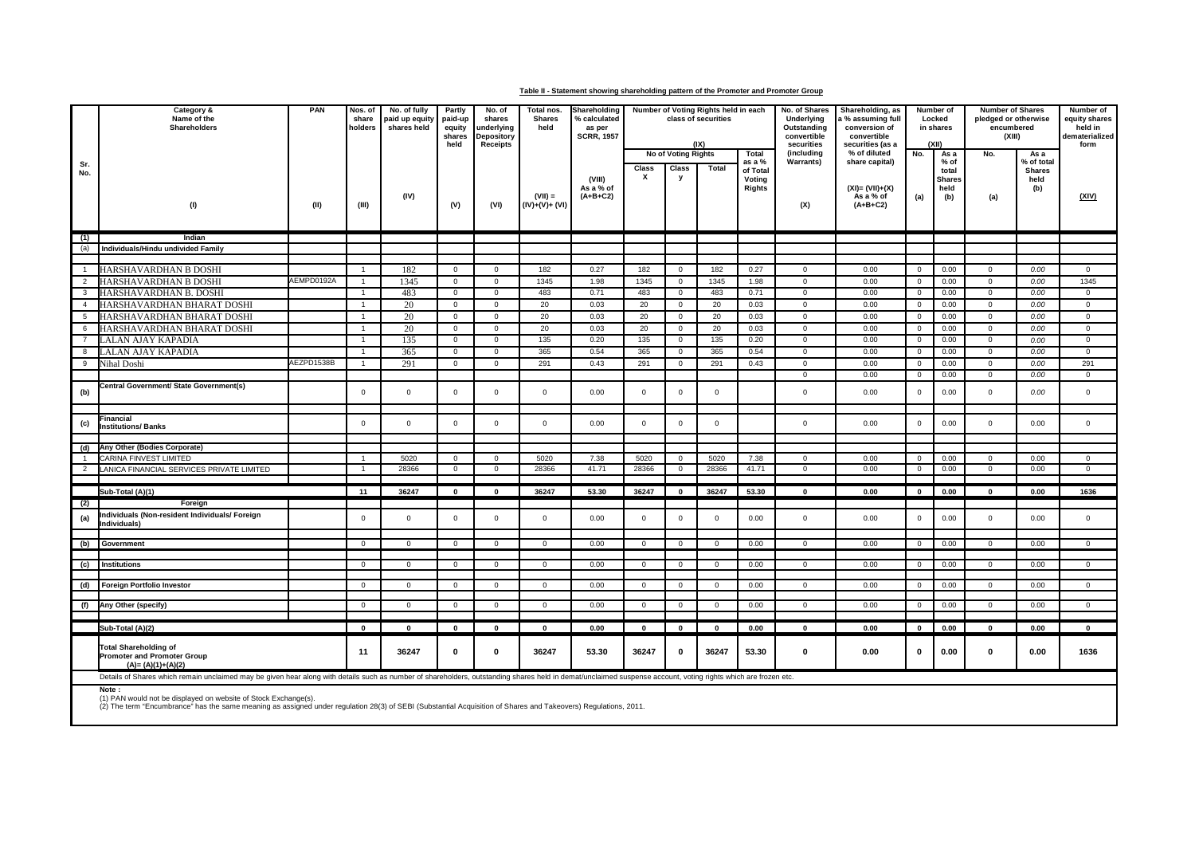**Table II - Statement showing shareholding pattern of the Promoter and Promoter Group**

| Sr. No. | Category & Name of the Shareholders | PAN | Nos. of share holders | No. of fully paid up equity shares held | Partly paid-up equity shares held | No. of shares underlying Depository Receipts | Total nos. Shares held | Shareholding % calculated as per SCRR, 1957 | Number of Voting Rights held in each class of securities (IX) | | | | No. of Shares Underlying Outstanding convertible securities (including Warrants) | Shareholding, as a % assuming full conversion of convertible securities (as a % of diluted share capital) | Number of Locked in shares (XII) | | Number of Shares pledged or otherwise encumbered (XIII) | | Number of equity shares held in dematerialized form |
|---|---|---|---|---|---|---|---|---|---|---|---|---|---|---|---|---|---|---|---|
| | | | | | | | | | No of Voting Rights | | | Total as a % of Total Voting Rights | | | No. | As a % of total Shares held | No. | As a % of total Shares held | |
| | | | | | | | | (VIII) As a % of (A+B+C2) | Class X | Class y | Total | | | | | | | | |
| | (I) | (II) | (III) | (IV) | (V) | (VI) | (VII) = (IV)+(V)+ (VI) | | | | | | (X) | (XI)= (VII)+(X) As a % of (A+B+C2) | (a) | (b) | (a) | (b) | (XIV) |
| (1) | **Indian** | | | | | | | | | | | | | | | | | | |
| (a) | **Individuals/Hindu undivided Family** | | | | | | | | | | | | | | | | | | |
| 1 | HARSHAVARDHAN B DOSHI | | 1 | 182 | 0 | 0 | 182 | 0.27 | 182 | 0 | 182 | 0.27 | 0 | 0.00 | 0 | 0.00 | 0 | 0.00 | 0 |
| 2 | HARSHAVARDHAN B DOSHI | AEMPD0192A | 1 | 1345 | 0 | 0 | 1345 | 1.98 | 1345 | 0 | 1345 | 1.98 | 0 | 0.00 | 0 | 0.00 | 0 | 0.00 | 1345 |
| 3 | HARSHAVARDHAN B. DOSHI | | 1 | 483 | 0 | 0 | 483 | 0.71 | 483 | 0 | 483 | 0.71 | 0 | 0.00 | 0 | 0.00 | 0 | 0.00 | 0 |
| 4 | HARSHAVARDHAN BHARAT DOSHI | | 1 | 20 | 0 | 0 | 20 | 0.03 | 20 | 0 | 20 | 0.03 | 0 | 0.00 | 0 | 0.00 | 0 | 0.00 | 0 |
| 5 | HARSHAVARDHAN BHARAT DOSHI | | 1 | 20 | 0 | 0 | 20 | 0.03 | 20 | 0 | 20 | 0.03 | 0 | 0.00 | 0 | 0.00 | 0 | 0.00 | 0 |
| 6 | HARSHAVARDHAN BHARAT DOSHI | | 1 | 20 | 0 | 0 | 20 | 0.03 | 20 | 0 | 20 | 0.03 | 0 | 0.00 | 0 | 0.00 | 0 | 0.00 | 0 |
| 7 | LALAN AJAY KAPADIA | | 1 | 135 | 0 | 0 | 135 | 0.20 | 135 | 0 | 135 | 0.20 | 0 | 0.00 | 0 | 0.00 | 0 | 0.00 | 0 |
| 8 | LALAN AJAY KAPADIA | | 1 | 365 | 0 | 0 | 365 | 0.54 | 365 | 0 | 365 | 0.54 | 0 | 0.00 | 0 | 0.00 | 0 | 0.00 | 0 |
| 9 | Nihal Doshi | AEZPD1538B | 1 | 291 | 0 | 0 | 291 | 0.43 | 291 | 0 | 291 | 0.43 | 0 | 0.00 | 0 | 0.00 | 0 | 0.00 | 291 |
| | | | | | | | | | | | | | 0 | 0.00 | 0 | 0.00 | 0 | 0.00 | 0 |
| (b) | **Central Government/ State Government(s)** | | 0 | 0 | 0 | 0 | 0 | 0.00 | 0 | 0 | 0 | | 0 | 0.00 | 0 | 0.00 | 0 | 0.00 | 0 |
| (c) | **Financial Institutions/ Banks** | | 0 | 0 | 0 | 0 | 0 | 0.00 | 0 | 0 | 0 | | 0 | 0.00 | 0 | 0.00 | 0 | 0.00 | 0 |
| (d) | **Any Other (Bodies Corporate)** | | | | | | | | | | | | | | | | | | |
| 1 | CARINA FINVEST LIMITED | | 1 | 5020 | 0 | 0 | 5020 | 7.38 | 5020 | 0 | 5020 | 7.38 | 0 | 0.00 | 0 | 0.00 | 0 | 0.00 | 0 |
| 2 | LANICA FINANCIAL SERVICES PRIVATE LIMITED | | 1 | 28366 | 0 | 0 | 28366 | 41.71 | 28366 | 0 | 28366 | 41.71 | 0 | 0.00 | 0 | 0.00 | 0 | 0.00 | 0 |
| | **Sub-Total (A)(1)** | | **11** | **36247** | **0** | **0** | **36247** | **53.30** | **36247** | **0** | **36247** | **53.30** | **0** | **0.00** | **0** | **0.00** | **0** | **0.00** | **1636** |
| (2) | **Foreign** | | | | | | | | | | | | | | | | | | |
| (a) | **Individuals (Non-resident Individuals/ Foreign Individuals)** | | 0 | 0 | 0 | 0 | 0 | 0.00 | 0 | 0 | 0 | 0.00 | 0 | 0.00 | 0 | 0.00 | 0 | 0.00 | 0 |
| (b) | **Government** | | 0 | 0 | 0 | 0 | 0 | 0.00 | 0 | 0 | 0 | 0.00 | 0 | 0.00 | 0 | 0.00 | 0 | 0.00 | 0 |
| (c) | **Institutions** | | 0 | 0 | 0 | 0 | 0 | 0.00 | 0 | 0 | 0 | 0.00 | 0 | 0.00 | 0 | 0.00 | 0 | 0.00 | 0 |
| (d) | **Foreign Portfolio Investor** | | 0 | 0 | 0 | 0 | 0 | 0.00 | 0 | 0 | 0 | 0.00 | 0 | 0.00 | 0 | 0.00 | 0 | 0.00 | 0 |
| (f) | **Any Other (specify)** | | 0 | 0 | 0 | 0 | 0 | 0.00 | 0 | 0 | 0 | 0.00 | 0 | 0.00 | 0 | 0.00 | 0 | 0.00 | 0 |
| | **Sub-Total (A)(2)** | | **0** | **0** | **0** | **0** | **0** | **0.00** | **0** | **0** | **0** | **0.00** | **0** | **0.00** | **0** | **0.00** | **0** | **0.00** | **0** |
| | **Total Shareholding of Promoter and Promoter Group (A)= (A)(1)+(A)(2)** | | **11** | **36247** | **0** | **0** | **36247** | **53.30** | **36247** | **0** | **36247** | **53.30** | **0** | **0.00** | **0** | **0.00** | **0** | **0.00** | **1636** |

Details of Shares which remain unclaimed may be given hear along with details such as number of shareholders, outstanding shares held in demat/unclaimed suspense account, voting rights which are frozen etc.

**Note :**

(1) PAN would not be displayed on website of Stock Exchange(s).
(2) The term "Encumbrance" has the same meaning as assigned under regulation 28(3) of SEBI (Substantial Acquisition of Shares and Takeovers) Regulations, 2011.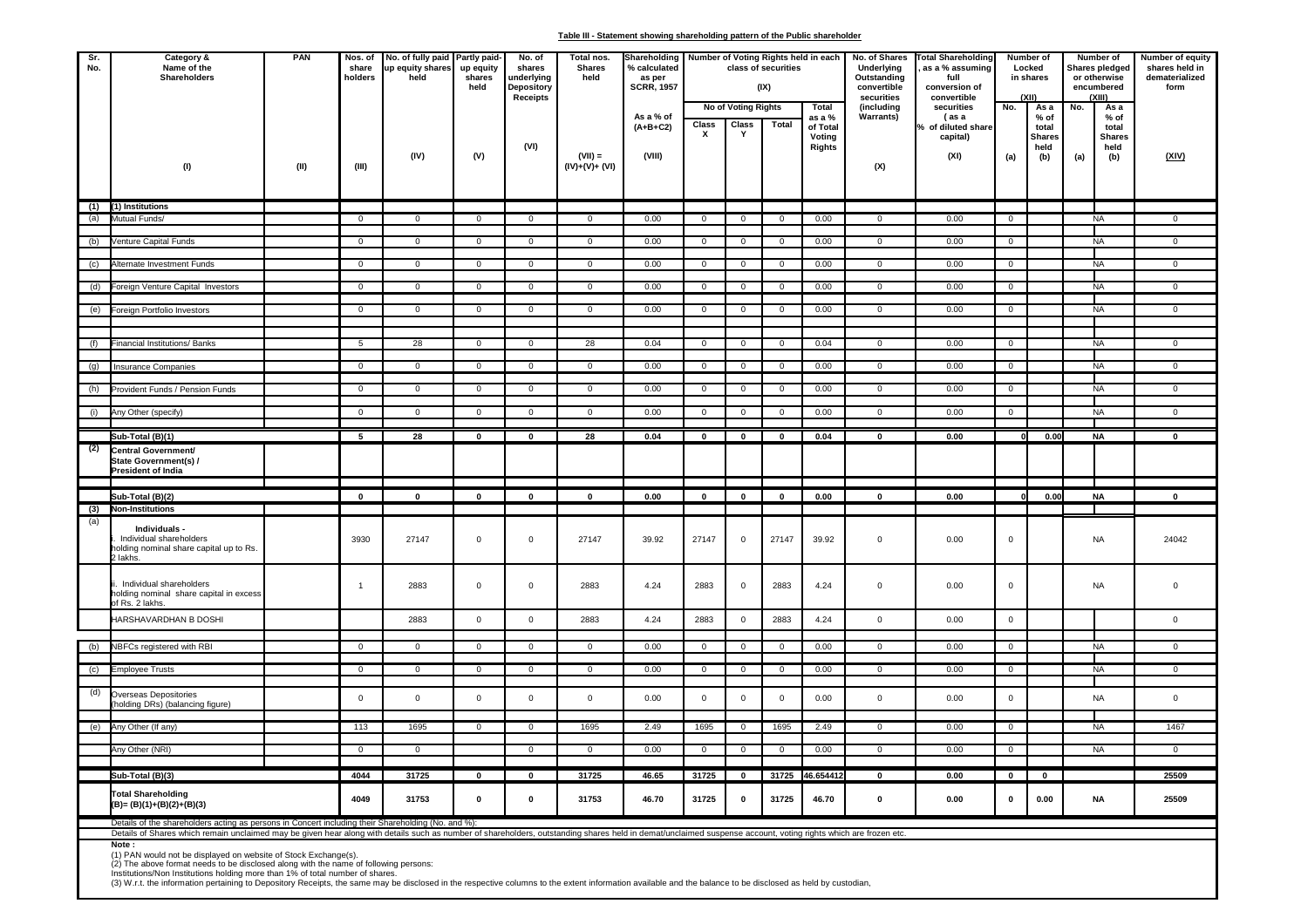**Table III - Statement showing shareholding pattern of the Public shareholder**

| Sr. No. | Category & Name of the Shareholders | PAN | Nos. of share holders | No. of fully paid up equity shares held | Partly paid-up equity shares held | No. of shares underlying Depository Receipts | Total nos. Shares held | Shareholding % calculated as per SCRR, 1957 As a % of (A+B+C2) | Number of Voting Rights held in each class of securities (IX) | | | | No. of Shares Underlying Outstanding convertible securities (including Warrants) | Total Shareholding, as a % assuming full conversion of convertible securities (as a % of diluted share capital) | Number of Locked in shares (XII) | | Number of Shares pledged or otherwise encumbered (XIII) | | Number of equity shares held in dematerialized form |
|---|---|---|---|---|---|---|---|---|---|---|---|---|---|---|---|---|---|---|---|
| | | | | | | | | | No of Voting Rights | | | Total as a % of Total Voting Rights | | | No. | As a % of total Shares held | No. | As a % of total Shares held | |
| | | | | | | | | | Class X | Class Y | Total | | | | | | | | |
| | (I) | (II) | (III) | (IV) | (V) | (VI) | (VII) = (IV)+(V)+ (VI) | (VIII) | | | | | (X) | (XI) | (a) | (b) | (a) | (b) | (XIV) |
| (1) | (1) Institutions | | | | | | | | | | | | | | | | | | |
| (a) | Mutual Funds/ | | 0 | 0 | 0 | 0 | 0 | 0.00 | 0 | 0 | 0 | 0.00 | 0 | 0.00 | 0 | | NA | | 0 |
| (b) | Venture Capital Funds | | 0 | 0 | 0 | 0 | 0 | 0.00 | 0 | 0 | 0 | 0.00 | 0 | 0.00 | 0 | | NA | | 0 |
| (c) | Alternate Investment Funds | | 0 | 0 | 0 | 0 | 0 | 0.00 | 0 | 0 | 0 | 0.00 | 0 | 0.00 | 0 | | NA | | 0 |
| (d) | Foreign Venture Capital Investors | | 0 | 0 | 0 | 0 | 0 | 0.00 | 0 | 0 | 0 | 0.00 | 0 | 0.00 | 0 | | NA | | 0 |
| (e) | Foreign Portfolio Investors | | 0 | 0 | 0 | 0 | 0 | 0.00 | 0 | 0 | 0 | 0.00 | 0 | 0.00 | 0 | | NA | | 0 |
| (f) | Financial Institutions/ Banks | | 5 | 28 | 0 | 0 | 28 | 0.04 | 0 | 0 | 0 | 0.04 | 0 | 0.00 | 0 | | NA | | 0 |
| (g) | Insurance Companies | | 0 | 0 | 0 | 0 | 0 | 0.00 | 0 | 0 | 0 | 0.00 | 0 | 0.00 | 0 | | NA | | 0 |
| (h) | Provident Funds / Pension Funds | | 0 | 0 | 0 | 0 | 0 | 0.00 | 0 | 0 | 0 | 0.00 | 0 | 0.00 | 0 | | NA | | 0 |
| (i) | Any Other (specify) | | 0 | 0 | 0 | 0 | 0 | 0.00 | 0 | 0 | 0 | 0.00 | 0 | 0.00 | 0 | | NA | | 0 |
| | **Sub-Total (B)(1)** | | **5** | **28** | **0** | **0** | **28** | **0.04** | **0** | **0** | **0** | **0.04** | **0** | **0.00** | **0** | **0.00** | **NA** | | **0** |
| (2) | **Central Government/ State Government(s) / President of India** | | | | | | | | | | | | | | | | | | |
| | **Sub-Total (B)(2)** | | **0** | **0** | **0** | **0** | **0** | **0.00** | **0** | **0** | **0** | **0.00** | **0** | **0.00** | **0** | **0.00** | **NA** | | **0** |
| (3) | **Non-Institutions** | | | | | | | | | | | | | | | | | | |
| (a) | **Individuals -** i. Individual shareholders holding nominal share capital up to Rs. 2 lakhs. | | 3930 | 27147 | 0 | 0 | 27147 | 39.92 | 27147 | 0 | 27147 | 39.92 | 0 | 0.00 | 0 | | NA | | 24042 |
| | ii. Individual shareholders holding nominal share capital in excess of Rs. 2 lakhs. | | 1 | 2883 | 0 | 0 | 2883 | 4.24 | 2883 | 0 | 2883 | 4.24 | 0 | 0.00 | 0 | | NA | | 0 |
| | HARSHAVARDHAN B DOSHI | | | 2883 | 0 | 0 | 2883 | 4.24 | 2883 | 0 | 2883 | 4.24 | 0 | 0.00 | 0 | | | | 0 |
| (b) | NBFCs registered with RBI | | 0 | 0 | 0 | 0 | 0 | 0.00 | 0 | 0 | 0 | 0.00 | 0 | 0.00 | 0 | | NA | | 0 |
| (c) | Employee Trusts | | 0 | 0 | 0 | 0 | 0 | 0.00 | 0 | 0 | 0 | 0.00 | 0 | 0.00 | 0 | | NA | | 0 |
| (d) | Overseas Depositories (holding DRs) (balancing figure) | | 0 | 0 | 0 | 0 | 0 | 0.00 | 0 | 0 | 0 | 0.00 | 0 | 0.00 | 0 | | NA | | 0 |
| (e) | Any Other (If any) | | 113 | 1695 | 0 | 0 | 1695 | 2.49 | 1695 | 0 | 1695 | 2.49 | 0 | 0.00 | 0 | | NA | | 1467 |
| | Any Other (NRI) | | 0 | 0 | | 0 | 0 | 0.00 | 0 | 0 | 0 | 0.00 | 0 | 0.00 | 0 | | NA | | 0 |
| | **Sub-Total (B)(3)** | | **4044** | **31725** | **0** | **0** | **31725** | **46.65** | **31725** | **0** | **31725** | **46.654412** | **0** | **0.00** | **0** | **0** | | | **25509** |
| | **Total Shareholding (B)= (B)(1)+(B)(2)+(B)(3)** | | **4049** | **31753** | **0** | **0** | **31753** | **46.70** | **31725** | **0** | **31725** | **46.70** | **0** | **0.00** | **0** | **0.00** | **NA** | | **25509** |

Details of the shareholders acting as persons in Concert including their Shareholding (No. and %):

Details of Shares which remain unclaimed may be given hear along with details such as number of shareholders, outstanding shares held in demat/unclaimed suspense account, voting rights which are frozen etc.

**Note :**

(1) PAN would not be displayed on website of Stock Exchange(s).
(2) The above format needs to be disclosed along with the name of following persons:
Institutions/Non Institutions holding more than 1% of total number of shares.
(3) W.r.t. the information pertaining to Depository Receipts, the same may be disclosed in the respective columns to the extent information available and the balance to be disclosed as held by custodian,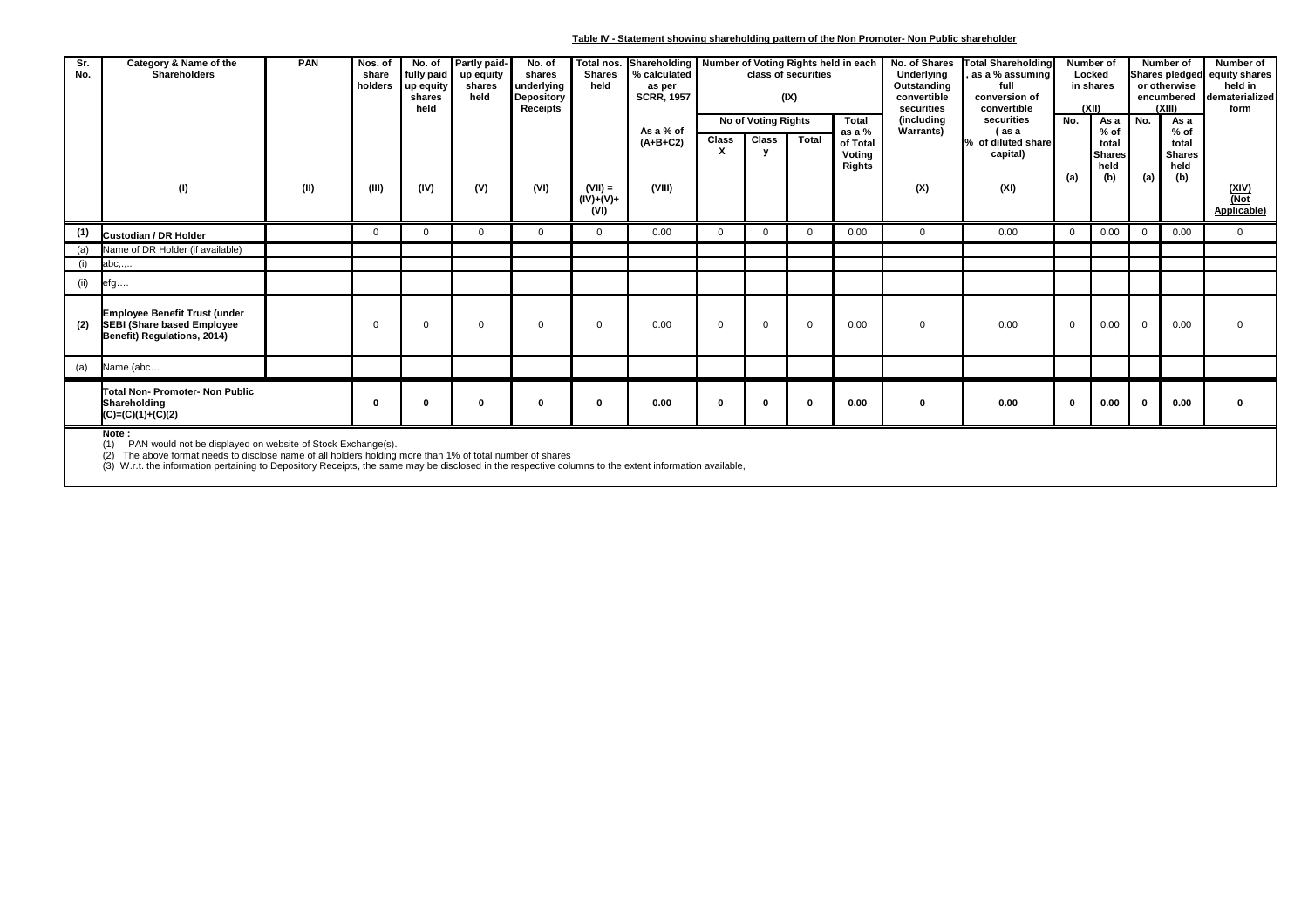**Table IV - Statement showing shareholding pattern of the Non Promoter- Non Public shareholder**

| Sr. No. | Category & Name of the Shareholders | PAN | Nos. of share holders | No. of fully paid up equity shares held | Partly paid-up equity shares held | No. of shares underlying Depository Receipts | Total nos. Shares held | Shareholding % calculated as per SCRR, 1957 As a % of (A+B+C2) | Number of Voting Rights held in each class of securities (IX) | | | | No. of Shares Underlying Outstanding convertible securities (including Warrants) | Total Shareholding , as a % assuming full conversion of convertible securities ( as a % of diluted share capital) | Number of Locked in shares (XII) | | Number of Shares pledged or otherwise encumbered (XIII) | | Number of equity shares held in dematerialized form |
|---|---|---|---|---|---|---|---|---|---|---|---|---|---|---|---|---|---|---|---|
| | | | | | | | | | No of Voting Rights | | | Total as a % of Total Voting Rights | | | No. | As a % of total Shares held | No. | As a % of total Shares held | |
| | | | | | | | | | Class X | Class y | Total | | | | (a) | (b) | (a) | (b) | |
| | (I) | (II) | (III) | (IV) | (V) | (VI) | (VII) = (IV)+(V)+ (VI) | (VIII) | | | | | (X) | (XI) | | | | | (XIV) (Not Applicable) |
| (1) | Custodian / DR Holder | | 0 | 0 | 0 | 0 | 0 | 0.00 | 0 | 0 | 0 | 0.00 | 0 | 0.00 | 0 | 0.00 | 0 | 0.00 | 0 |
| (a) | Name of DR Holder (if available) | | | | | | | | | | | | | | | | | | |
| (i) | abc,.,.. | | | | | | | | | | | | | | | | | | |
| (ii) | efg…. | | | | | | | | | | | | | | | | | | |
| (2) | Employee Benefit Trust (under SEBI (Share based Employee Benefit) Regulations, 2014) | | 0 | 0 | 0 | 0 | 0 | 0.00 | 0 | 0 | 0 | 0.00 | 0 | 0.00 | 0 | 0.00 | 0 | 0.00 | 0 |
| (a) | Name (abc… | | | | | | | | | | | | | | | | | | |
| | **Total Non- Promoter- Non Public Shareholding (C)=(C)(1)+(C)(2)** | | **0** | **0** | **0** | **0** | **0** | **0.00** | **0** | **0** | **0** | **0.00** | **0** | **0.00** | **0** | **0.00** | **0** | **0.00** | **0** |

**Note :**

(1) PAN would not be displayed on website of Stock Exchange(s).

(2) The above format needs to disclose name of all holders holding more than 1% of total number of shares

(3) W.r.t. the information pertaining to Depository Receipts, the same may be disclosed in the respective columns to the extent information available,